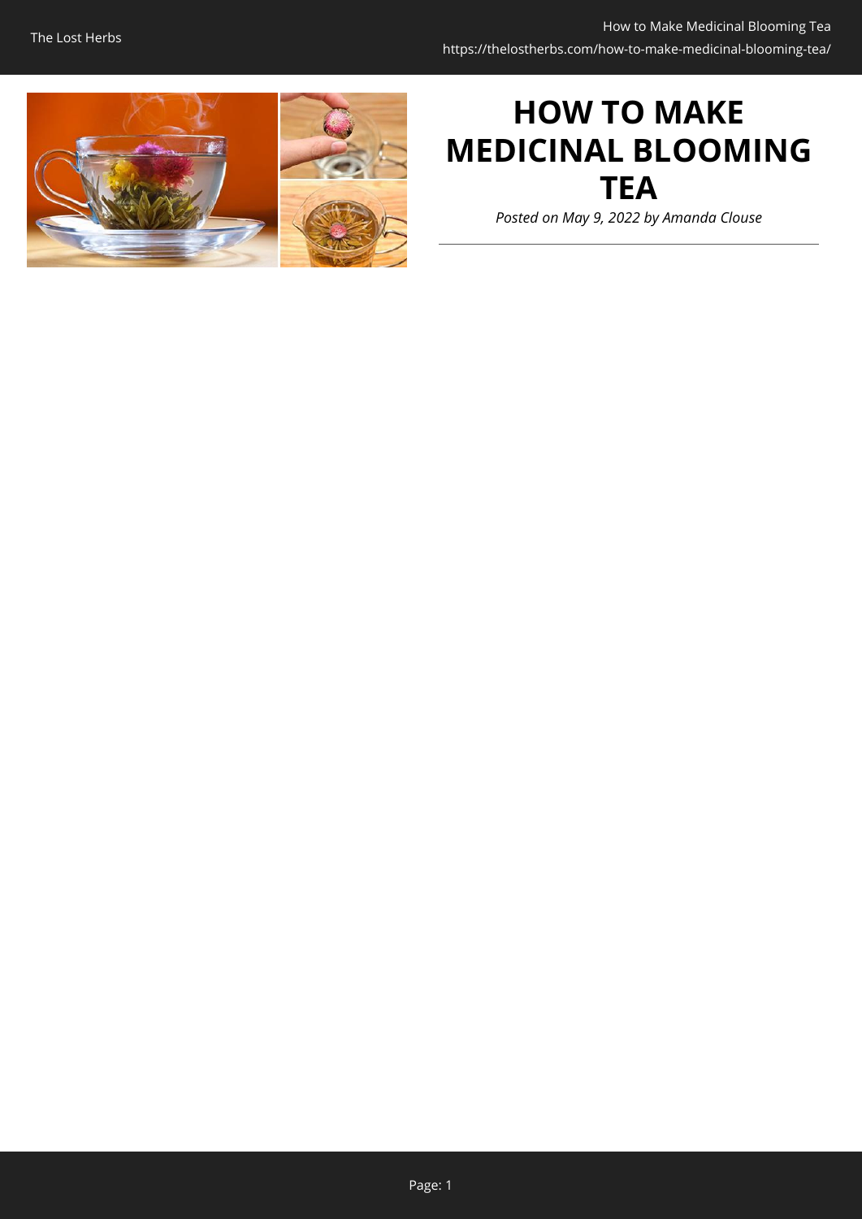# HOW TO MAKE MEDICINAL BLOOMING TEA

*Posted on May 9, 2022 by Amanda Clouse*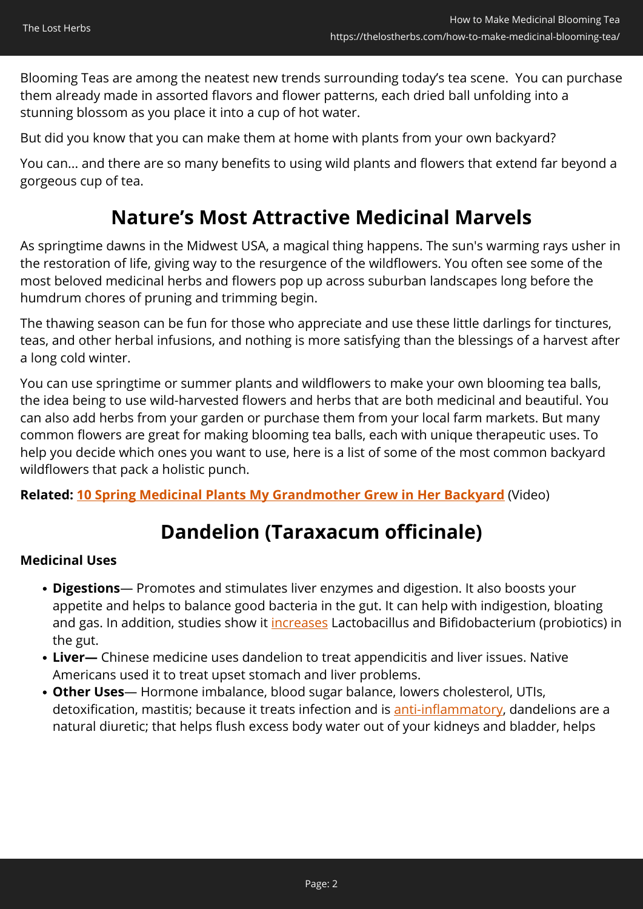Blooming Teas are among the neatest new trends surrounding today's tea scene.  You can purchase them already made in assorted flavors and flower patterns, each dried ball unfolding into a stunning blossom as you place it into a cup of hot water.

But did you know that you can make them at home with plants from your own backyard?

You can… and there are so many benefits to using wild plants and flowers that extend far beyond a gorgeous cup of tea.

## Nature's Most Attractive Medicinal Marvels

As springtime dawns in the Midwest USA, a magical thing happens. The sun's warming rays usher in the restoration of life, giving way to the resurgence of the wildflowers. You often see some of the most beloved medicinal herbs and flowers pop up across suburban landscapes long before the humdrum chores of pruning and trimming begin.

The thawing season can be fun for those who appreciate and use these little darlings for tinctures, teas, and other herbal infusions, and nothing is more satisfying than the blessings of a harvest after a long cold winter.

You can use springtime or summer plants and wildflowers to make your own blooming tea balls, the idea being to use wild-harvested flowers and herbs that are both medicinal and beautiful. You can also add herbs from your garden or purchase them from your local farm markets. But many common flowers are great for making blooming tea balls, each with unique therapeutic uses. To help you decide which ones you want to use, here is a list of some of the most common backyard wildflowers that pack a holistic punch.

**Related: 10 Spring Medicinal Plants My Grandmother Grew in Her Backyard** (Video)

## Dandelion (Taraxacum officinale)

**Medicinal Uses**

- **Digestions**— Promotes and stimulates liver enzymes and digestion. It also boosts your appetite and helps to balance good bacteria in the gut. It can help with indigestion, bloating and gas. In addition, studies show it increases Lactobacillus and Bifidobacterium (probiotics) in the gut.
- **Liver—** Chinese medicine uses dandelion to treat appendicitis and liver issues. Native Americans used it to treat upset stomach and liver problems.
- **Other Uses**— Hormone imbalance, blood sugar balance, lowers cholesterol, UTIs, detoxification, mastitis; because it treats infection and is anti-inflammatory, dandelions are a natural diuretic; that helps flush excess body water out of your kidneys and bladder, helps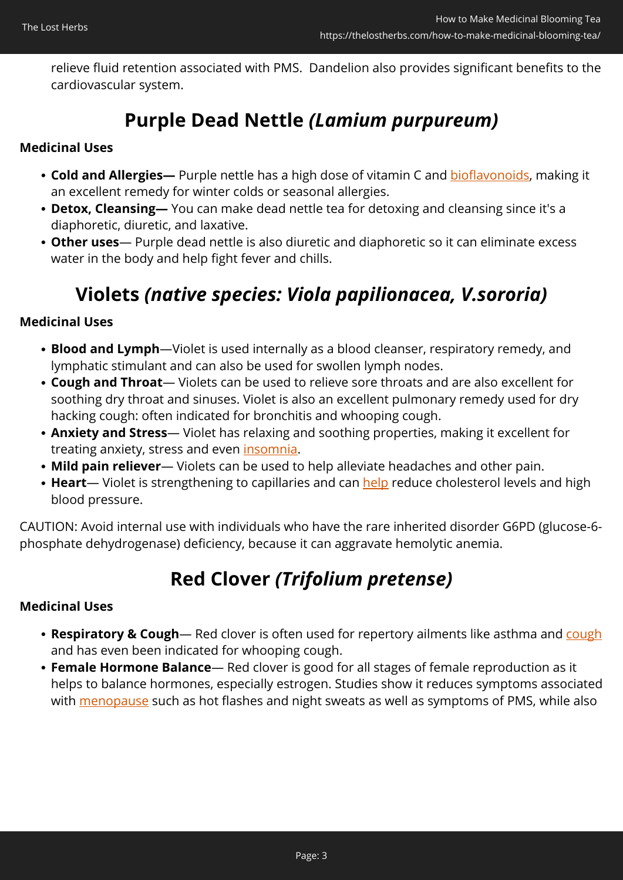relieve fluid retention associated with PMS.  Dandelion also provides significant benefits to the cardiovascular system.

## Purple Dead Nettle *(Lamium purpureum)*

**Medicinal Uses**

- **Cold and Allergies—** Purple nettle has a high dose of vitamin C and bioflavonoids, making it an excellent remedy for winter colds or seasonal allergies.
- **Detox, Cleansing—** You can make dead nettle tea for detoxing and cleansing since it's a diaphoretic, diuretic, and laxative.
- **Other uses**— Purple dead nettle is also diuretic and diaphoretic so it can eliminate excess water in the body and help fight fever and chills.

## Violets *(native species: Viola papilionacea, V.sororia)*

**Medicinal Uses**

- **Blood and Lymph**—Violet is used internally as a blood cleanser, respiratory remedy, and lymphatic stimulant and can also be used for swollen lymph nodes.
- **Cough and Throat**— Violets can be used to relieve sore throats and are also excellent for soothing dry throat and sinuses. Violet is also an excellent pulmonary remedy used for dry hacking cough: often indicated for bronchitis and whooping cough.
- **Anxiety and Stress**— Violet has relaxing and soothing properties, making it excellent for treating anxiety, stress and even insomnia.
- **Mild pain reliever**— Violets can be used to help alleviate headaches and other pain.
- **Heart**— Violet is strengthening to capillaries and can help reduce cholesterol levels and high blood pressure.

CAUTION: Avoid internal use with individuals who have the rare inherited disorder G6PD (glucose-6-phosphate dehydrogenase) deficiency, because it can aggravate hemolytic anemia.

## Red Clover *(Trifolium pretense)*

**Medicinal Uses**

- **Respiratory & Cough**— Red clover is often used for repertory ailments like asthma and cough and has even been indicated for whooping cough.
- **Female Hormone Balance**— Red clover is good for all stages of female reproduction as it helps to balance hormones, especially estrogen. Studies show it reduces symptoms associated with menopause such as hot flashes and night sweats as well as symptoms of PMS, while also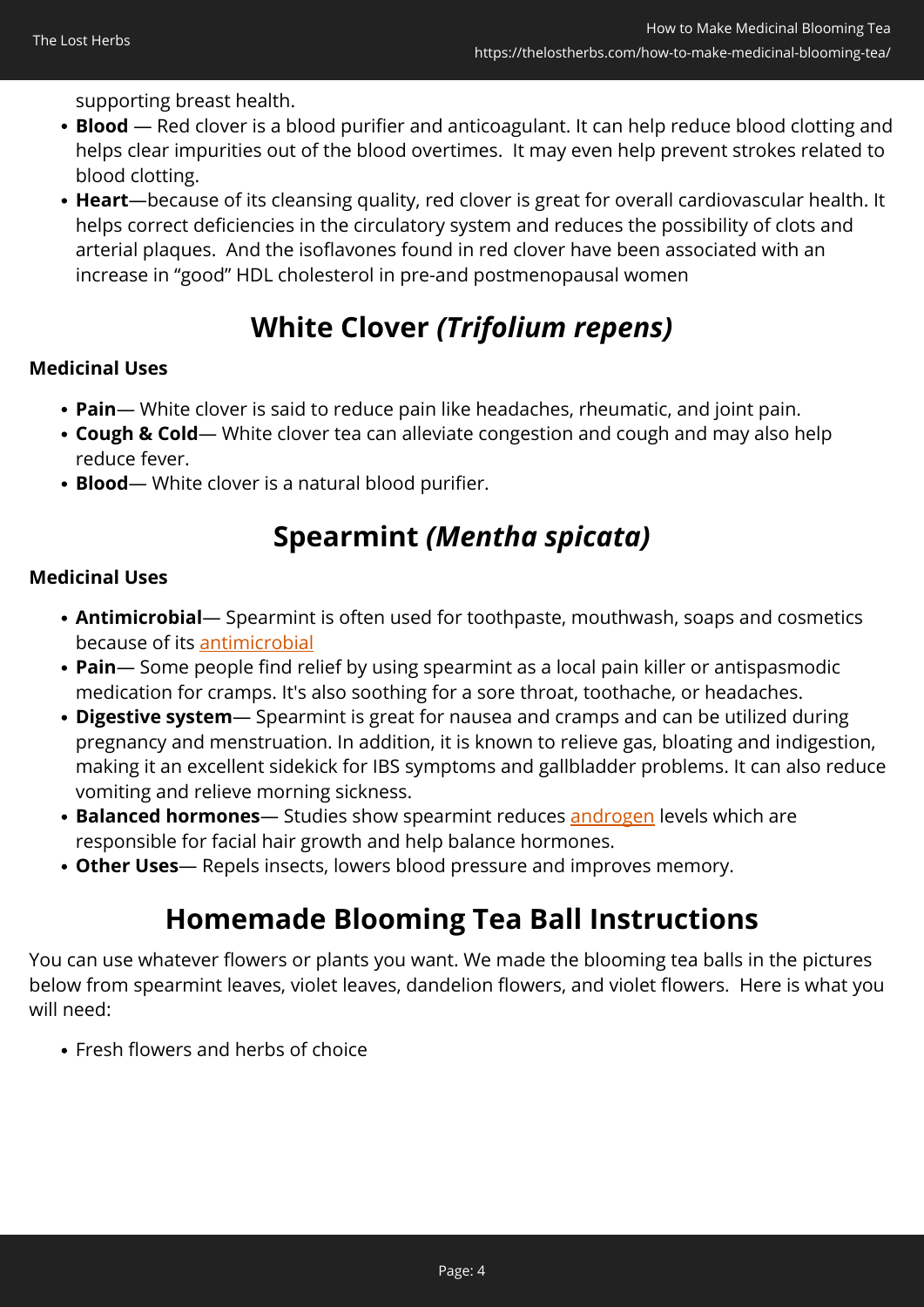supporting breast health.

- **Blood** — Red clover is a blood purifier and anticoagulant. It can help reduce blood clotting and helps clear impurities out of the blood overtimes.  It may even help prevent strokes related to blood clotting.
- **Heart**—because of its cleansing quality, red clover is great for overall cardiovascular health. It helps correct deficiencies in the circulatory system and reduces the possibility of clots and arterial plaques.  And the isoflavones found in red clover have been associated with an increase in "good" HDL cholesterol in pre-and postmenopausal women

## White Clover *(Trifolium repens)*

**Medicinal Uses**

- **Pain**— White clover is said to reduce pain like headaches, rheumatic, and joint pain.
- **Cough & Cold**— White clover tea can alleviate congestion and cough and may also help reduce fever.
- **Blood**— White clover is a natural blood purifier.

## Spearmint *(Mentha spicata)*

**Medicinal Uses**

- **Antimicrobial**— Spearmint is often used for toothpaste, mouthwash, soaps and cosmetics because of its antimicrobial
- **Pain**— Some people find relief by using spearmint as a local pain killer or antispasmodic medication for cramps. It's also soothing for a sore throat, toothache, or headaches.
- **Digestive system**— Spearmint is great for nausea and cramps and can be utilized during pregnancy and menstruation. In addition, it is known to relieve gas, bloating and indigestion, making it an excellent sidekick for IBS symptoms and gallbladder problems. It can also reduce vomiting and relieve morning sickness.
- **Balanced hormones**— Studies show spearmint reduces androgen levels which are responsible for facial hair growth and help balance hormones.
- **Other Uses**— Repels insects, lowers blood pressure and improves memory.

## Homemade Blooming Tea Ball Instructions

You can use whatever flowers or plants you want. We made the blooming tea balls in the pictures below from spearmint leaves, violet leaves, dandelion flowers, and violet flowers.  Here is what you will need:

- Fresh flowers and herbs of choice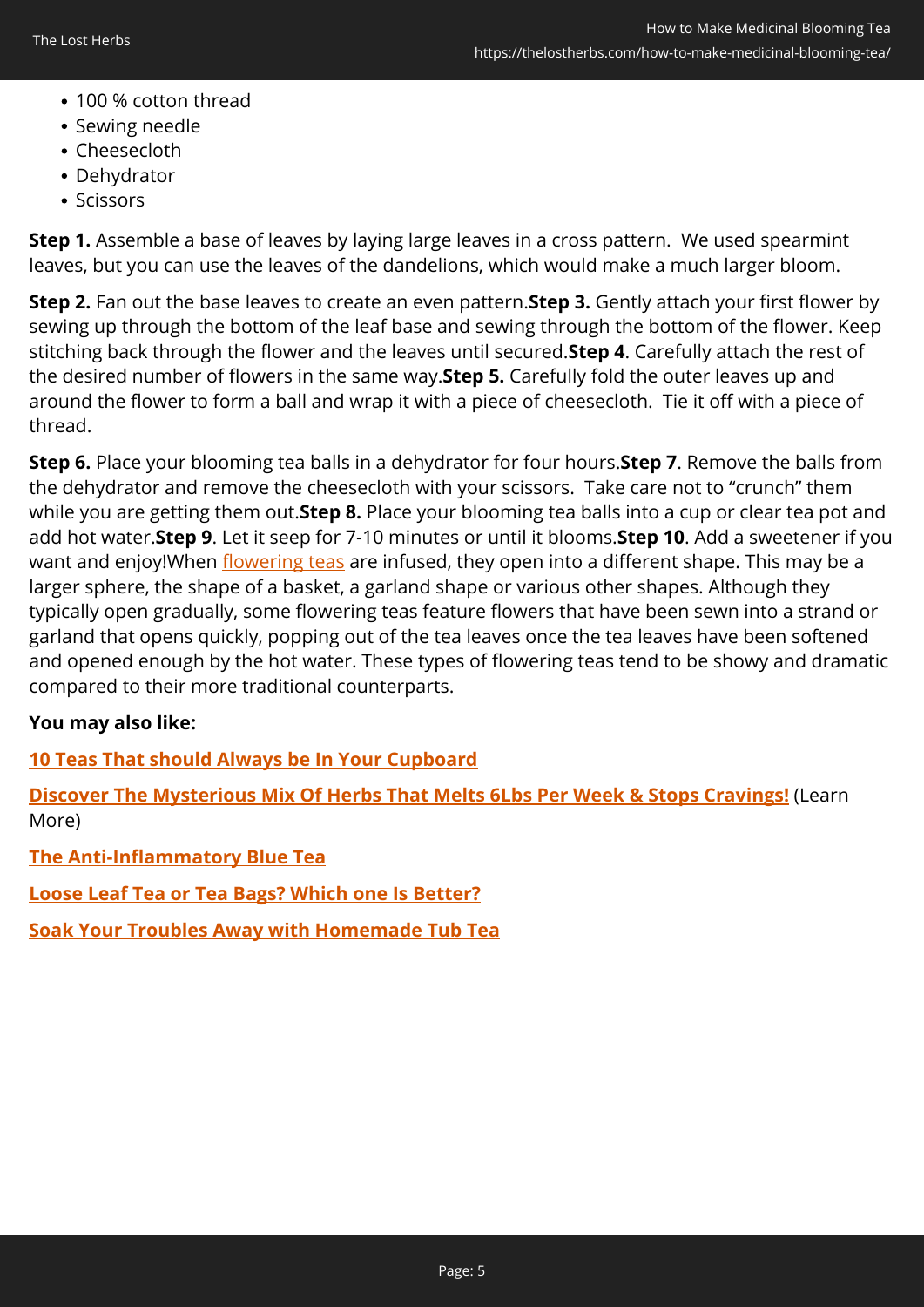- 100 % cotton thread
- Sewing needle
- Cheesecloth
- Dehydrator
- Scissors

**Step 1.** Assemble a base of leaves by laying large leaves in a cross pattern.  We used spearmint leaves, but you can use the leaves of the dandelions, which would make a much larger bloom.

**Step 2.** Fan out the base leaves to create an even pattern.**Step 3.** Gently attach your first flower by sewing up through the bottom of the leaf base and sewing through the bottom of the flower. Keep stitching back through the flower and the leaves until secured.**Step 4**. Carefully attach the rest of the desired number of flowers in the same way.**Step 5.** Carefully fold the outer leaves up and around the flower to form a ball and wrap it with a piece of cheesecloth.  Tie it off with a piece of thread.

**Step 6.** Place your blooming tea balls in a dehydrator for four hours.**Step 7**. Remove the balls from the dehydrator and remove the cheesecloth with your scissors.  Take care not to "crunch" them while you are getting them out.**Step 8.** Place your blooming tea balls into a cup or clear tea pot and add hot water.**Step 9**. Let it seep for 7-10 minutes or until it blooms.**Step 10**. Add a sweetener if you want and enjoy!When flowering teas are infused, they open into a different shape. This may be a larger sphere, the shape of a basket, a garland shape or various other shapes. Although they typically open gradually, some flowering teas feature flowers that have been sewn into a strand or garland that opens quickly, popping out of the tea leaves once the tea leaves have been softened and opened enough by the hot water. These types of flowering teas tend to be showy and dramatic compared to their more traditional counterparts.

**You may also like:**

**10 Teas That should Always be In Your Cupboard**

**Discover The Mysterious Mix Of Herbs That Melts 6Lbs Per Week & Stops Cravings!** (Learn More)

**The Anti-Inflammatory Blue Tea**

**Loose Leaf Tea or Tea Bags? Which one Is Better?**

**Soak Your Troubles Away with Homemade Tub Tea**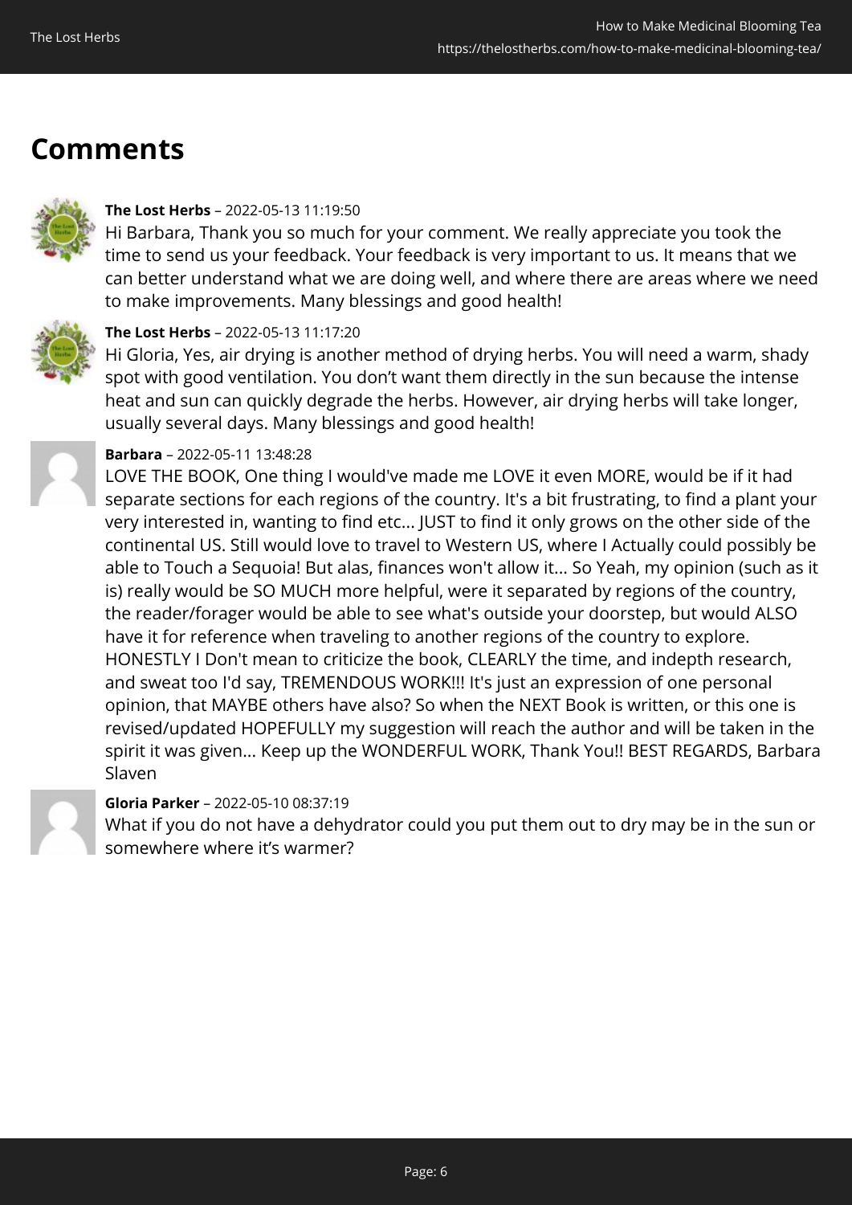## Comments

**The Lost Herbs** – 2022-05-13 11:19:50

Hi Barbara, Thank you so much for your comment. We really appreciate you took the time to send us your feedback. Your feedback is very important to us. It means that we can better understand what we are doing well, and where there are areas where we need to make improvements. Many blessings and good health!

**The Lost Herbs** – 2022-05-13 11:17:20

Hi Gloria, Yes, air drying is another method of drying herbs. You will need a warm, shady spot with good ventilation. You don't want them directly in the sun because the intense heat and sun can quickly degrade the herbs. However, air drying herbs will take longer, usually several days. Many blessings and good health!

**Barbara** – 2022-05-11 13:48:28

LOVE THE BOOK, One thing I would've made me LOVE it even MORE, would be if it had separate sections for each regions of the country. It's a bit frustrating, to find a plant your very interested in, wanting to find etc... JUST to find it only grows on the other side of the continental US. Still would love to travel to Western US, where I Actually could possibly be able to Touch a Sequoia! But alas, finances won't allow it... So Yeah, my opinion (such as it is) really would be SO MUCH more helpful, were it separated by regions of the country, the reader/forager would be able to see what's outside your doorstep, but would ALSO have it for reference when traveling to another regions of the country to explore. HONESTLY I Don't mean to criticize the book, CLEARLY the time, and indepth research, and sweat too I'd say, TREMENDOUS WORK!!! It's just an expression of one personal opinion, that MAYBE others have also? So when the NEXT Book is written, or this one is revised/updated HOPEFULLY my suggestion will reach the author and will be taken in the spirit it was given... Keep up the WONDERFUL WORK, Thank You!! BEST REGARDS, Barbara Slaven

**Gloria Parker** – 2022-05-10 08:37:19

What if you do not have a dehydrator could you put them out to dry may be in the sun or somewhere where it's warmer?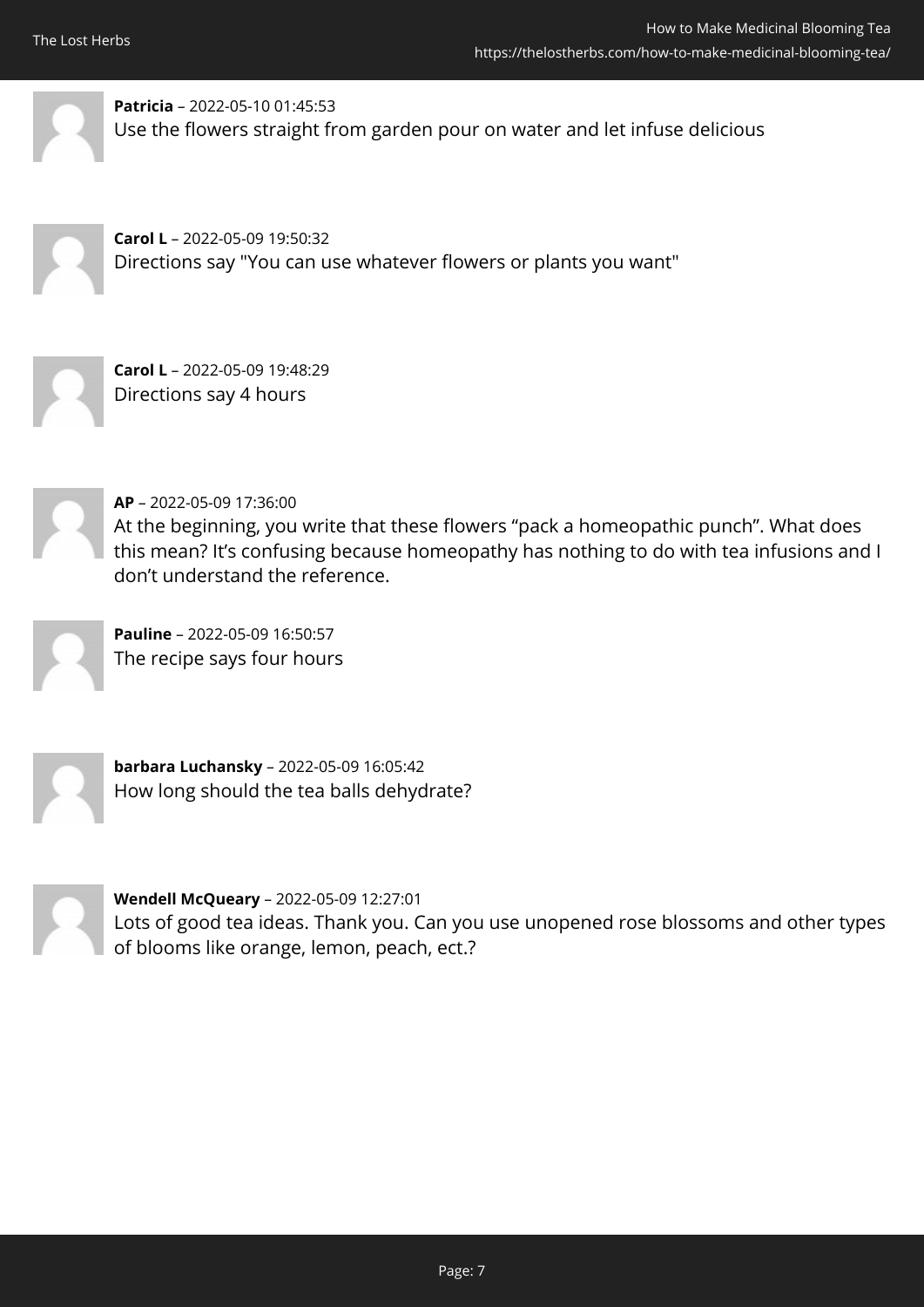**Patricia** – 2022-05-10 01:45:53
Use the flowers straight from garden pour on water and let infuse delicious

**Carol L** – 2022-05-09 19:50:32
Directions say "You can use whatever flowers or plants you want"

**Carol L** – 2022-05-09 19:48:29
Directions say 4 hours

**AP** – 2022-05-09 17:36:00
At the beginning, you write that these flowers “pack a homeopathic punch”. What does this mean? It’s confusing because homeopathy has nothing to do with tea infusions and I don’t understand the reference.

**Pauline** – 2022-05-09 16:50:57
The recipe says four hours

**barbara Luchansky** – 2022-05-09 16:05:42
How long should the tea balls dehydrate?

**Wendell McQueary** – 2022-05-09 12:27:01
Lots of good tea ideas. Thank you. Can you use unopened rose blossoms and other types of blooms like orange, lemon, peach, ect.?